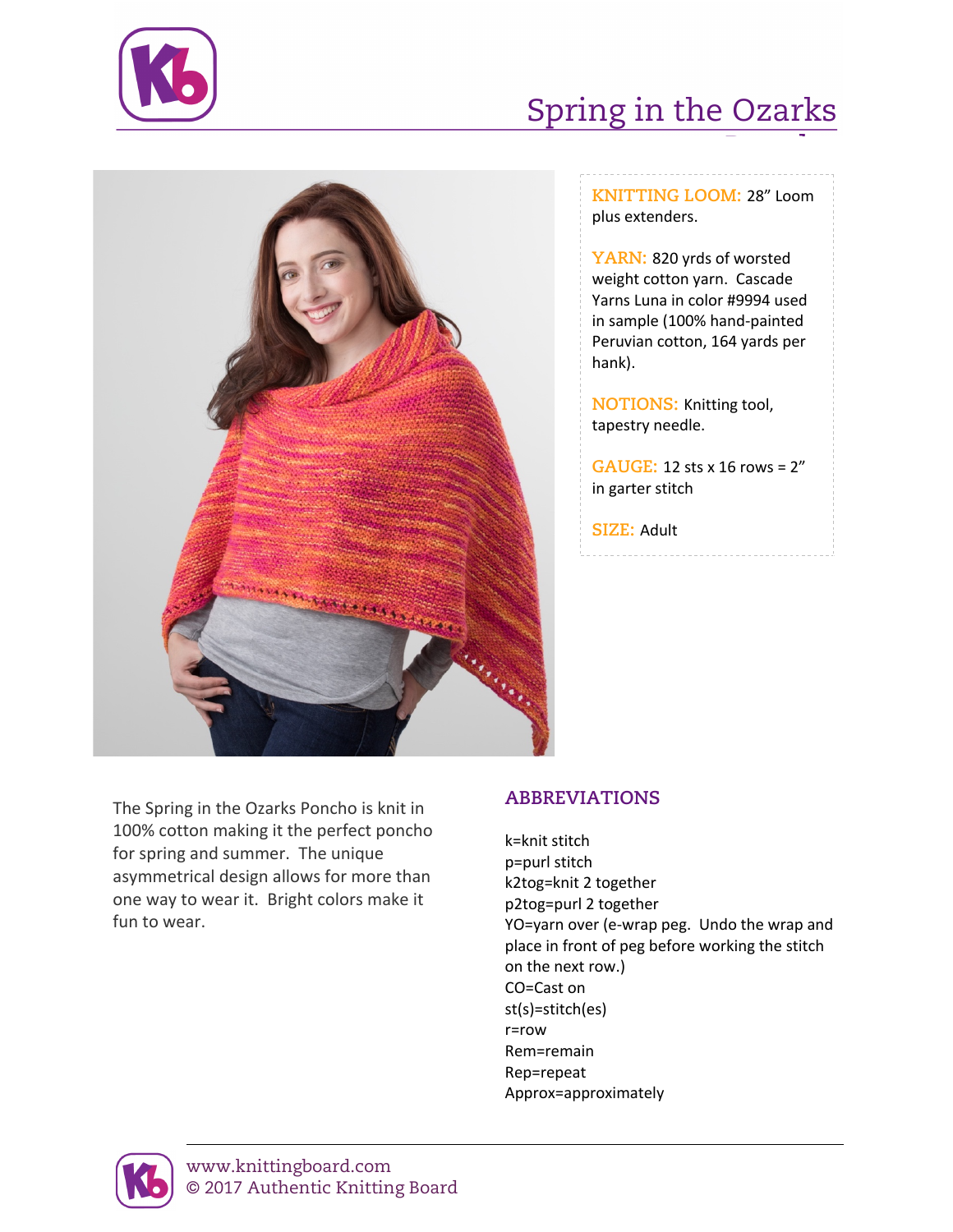# Spring in the Ozarks

**KNITTING LOOM:** 28” Loom plus extenders.

**YARN:** 820 yrds of worsted weight cotton yarn. Cascade Yarns Luna in color #9994 used in sample (100% hand-painted Peruvian cotton, 164 yards per hank).

**NOTIONS:** Knitting tool, tapestry needle.

**GAUGE:** 12 sts x 16 rows = 2” in garter stitch

**SIZE:** Adult

The Spring in the Ozarks Poncho is knit in 100% cotton making it the perfect poncho for spring and summer. The unique asymmetrical design allows for more than one way to wear it. Bright colors make it fun to wear.

## ABBREVIATIONS

k=knit stitch
p=purl stitch
k2tog=knit 2 together
p2tog=purl 2 together
YO=yarn over (e-wrap peg. Undo the wrap and place in front of peg before working the stitch on the next row.)
CO=Cast on
st(s)=stitch(es)
r=row
Rem=remain
Rep=repeat
Approx=approximately

www.knittingboard.com
© 2017 Authentic Knitting Board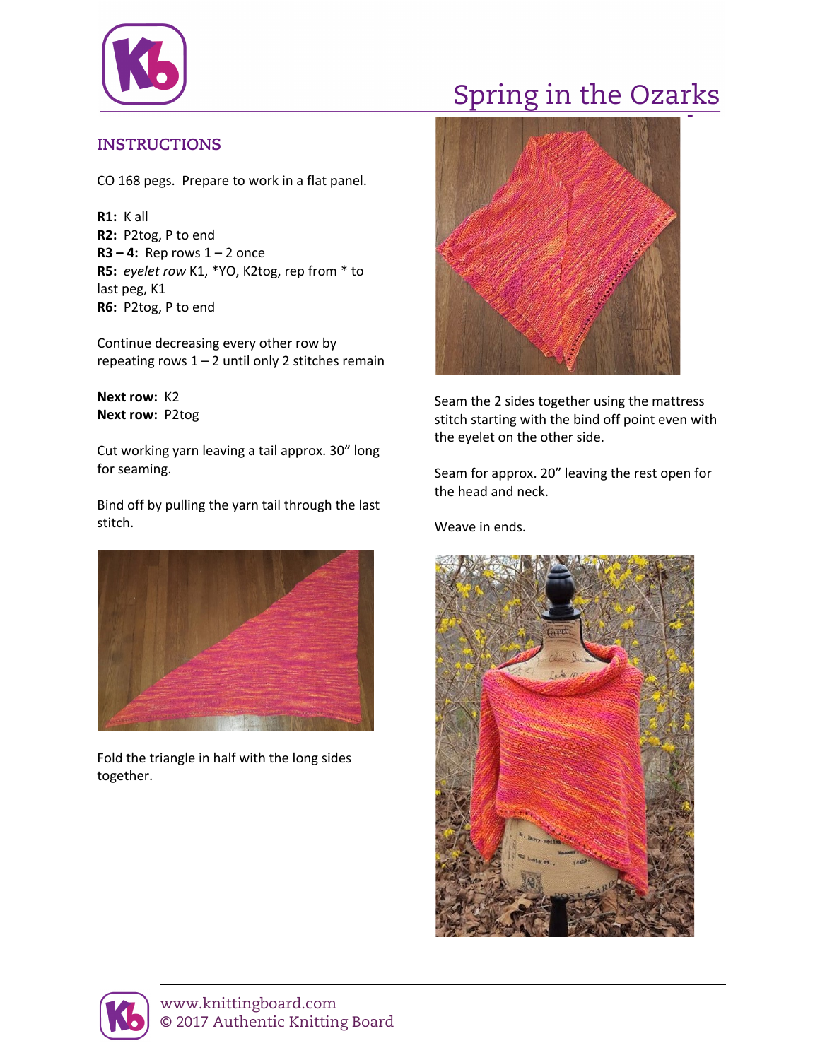## INSTRUCTIONS

CO 168 pegs. Prepare to work in a flat panel.

**R1:** K all
**R2:** P2tog, P to end
**R3 – 4:** Rep rows 1 – 2 once
**R5:** *eyelet row* K1, *YO, K2tog, rep from * to last peg, K1
**R6:** P2tog, P to end

Continue decreasing every other row by repeating rows 1 – 2 until only 2 stitches remain

**Next row:** K2
**Next row:** P2tog

Cut working yarn leaving a tail approx. 30" long for seaming.

Bind off by pulling the yarn tail through the last stitch.

Fold the triangle in half with the long sides together.

Seam the 2 sides together using the mattress stitch starting with the bind off point even with the eyelet on the other side.

Seam for approx. 20" leaving the rest open for the head and neck.

Weave in ends.